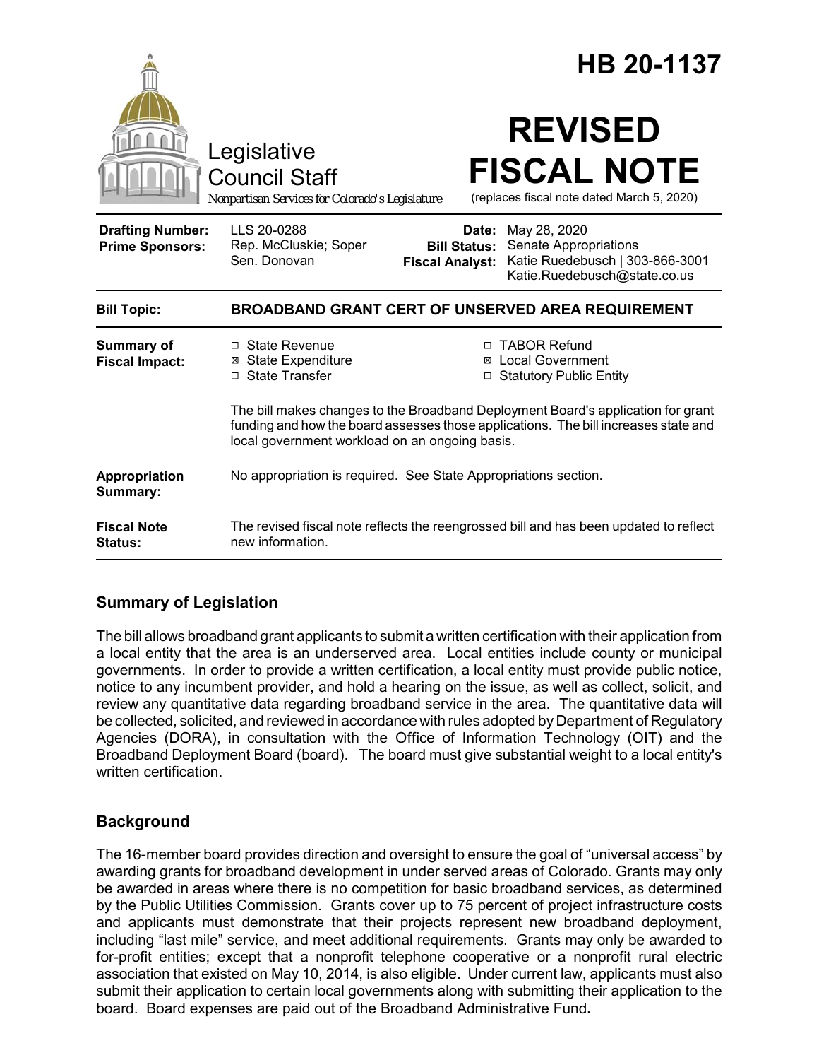# HB 20-1137

Legislative Council Staff

*Nonpartisan Services for Colorado's Legislature*

# REVISED FISCAL NOTE

(replaces fiscal note dated March 5, 2020)

| | | | |
|---|---|---|---|
| **Drafting Number:** | LLS 20-0288 | **Date:** | May 28, 2020 |
| **Prime Sponsors:** | Rep. McCluskie; Soper<br>Sen. Donovan | **Bill Status:** | Senate Appropriations |
| | | **Fiscal Analyst:** | Katie Ruedebusch \| 303-866-3001<br>Katie.Ruedebusch@state.co.us |

| | |
|---|---|
| **Bill Topic:** | **BROADBAND GRANT CERT OF UNSERVED AREA REQUIREMENT** |
| **Summary of Fiscal Impact:** | ☐ State Revenue<br>☒ State Expenditure<br>☐ State Transfer<br>☐ TABOR Refund<br>☒ Local Government<br>☐ Statutory Public Entity<br><br>The bill makes changes to the Broadband Deployment Board's application for grant funding and how the board assesses those applications. The bill increases state and local government workload on an ongoing basis. |
| **Appropriation Summary:** | No appropriation is required. See State Appropriations section. |
| **Fiscal Note Status:** | The revised fiscal note reflects the reengrossed bill and has been updated to reflect new information. |

## Summary of Legislation

The bill allows broadband grant applicants to submit a written certification with their application from a local entity that the area is an underserved area. Local entities include county or municipal governments. In order to provide a written certification, a local entity must provide public notice, notice to any incumbent provider, and hold a hearing on the issue, as well as collect, solicit, and review any quantitative data regarding broadband service in the area. The quantitative data will be collected, solicited, and reviewed in accordance with rules adopted by Department of Regulatory Agencies (DORA), in consultation with the Office of Information Technology (OIT) and the Broadband Deployment Board (board). The board must give substantial weight to a local entity's written certification.

## Background

The 16-member board provides direction and oversight to ensure the goal of "universal access" by awarding grants for broadband development in under served areas of Colorado. Grants may only be awarded in areas where there is no competition for basic broadband services, as determined by the Public Utilities Commission. Grants cover up to 75 percent of project infrastructure costs and applicants must demonstrate that their projects represent new broadband deployment, including "last mile" service, and meet additional requirements. Grants may only be awarded to for-profit entities; except that a nonprofit telephone cooperative or a nonprofit rural electric association that existed on May 10, 2014, is also eligible. Under current law, applicants must also submit their application to certain local governments along with submitting their application to the board. Board expenses are paid out of the Broadband Administrative Fund**.**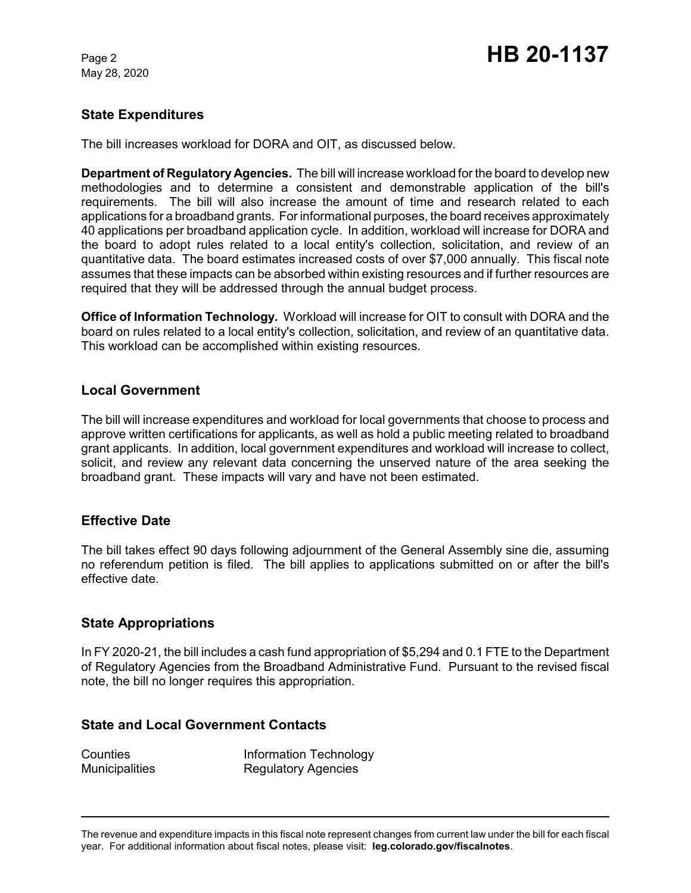## State Expenditures

The bill increases workload for DORA and OIT, as discussed below.

**Department of Regulatory Agencies.** The bill will increase workload for the board to develop new methodologies and to determine a consistent and demonstrable application of the bill's requirements. The bill will also increase the amount of time and research related to each applications for a broadband grants. For informational purposes, the board receives approximately 40 applications per broadband application cycle. In addition, workload will increase for DORA and the board to adopt rules related to a local entity's collection, solicitation, and review of an quantitative data. The board estimates increased costs of over $7,000 annually. This fiscal note assumes that these impacts can be absorbed within existing resources and if further resources are required that they will be addressed through the annual budget process.

**Office of Information Technology.** Workload will increase for OIT to consult with DORA and the board on rules related to a local entity's collection, solicitation, and review of an quantitative data. This workload can be accomplished within existing resources.

## Local Government

The bill will increase expenditures and workload for local governments that choose to process and approve written certifications for applicants, as well as hold a public meeting related to broadband grant applicants. In addition, local government expenditures and workload will increase to collect, solicit, and review any relevant data concerning the unserved nature of the area seeking the broadband grant. These impacts will vary and have not been estimated.

## Effective Date

The bill takes effect 90 days following adjournment of the General Assembly sine die, assuming no referendum petition is filed. The bill applies to applications submitted on or after the bill's effective date.

## State Appropriations

In FY 2020-21, the bill includes a cash fund appropriation of $5,294 and 0.1 FTE to the Department of Regulatory Agencies from the Broadband Administrative Fund. Pursuant to the revised fiscal note, the bill no longer requires this appropriation.

## State and Local Government Contacts

| | |
|---|---|
| Counties | Information Technology |
| Municipalities | Regulatory Agencies |

The revenue and expenditure impacts in this fiscal note represent changes from current law under the bill for each fiscal year. For additional information about fiscal notes, please visit: **leg.colorado.gov/fiscalnotes**.